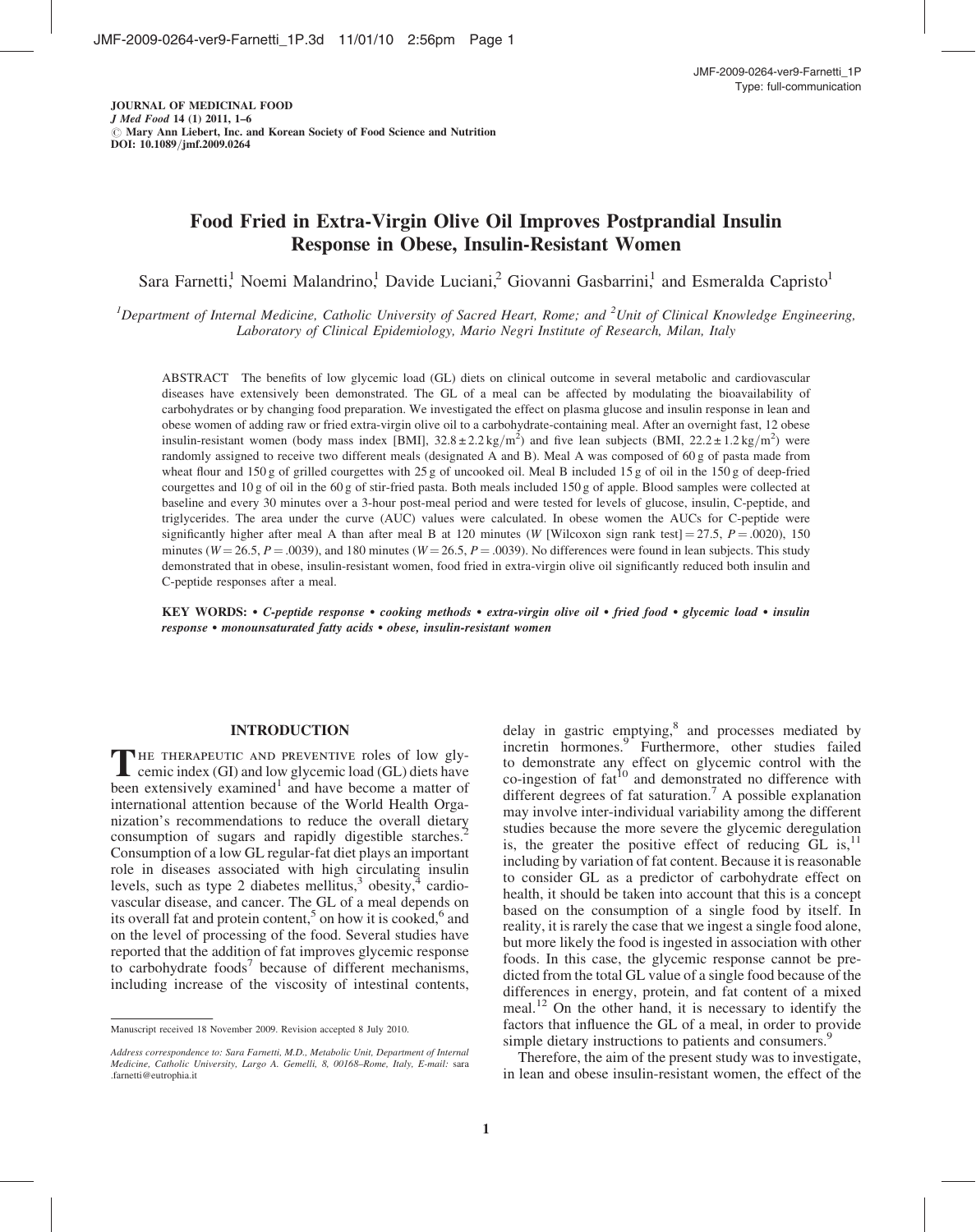JOURNAL OF MEDICINAL FOOD
*J Med Food* 14 (1) 2011, 1–6
© Mary Ann Liebert, Inc. and Korean Society of Food Science and Nutrition
DOI: 10.1089/jmf.2009.0264

# Food Fried in Extra-Virgin Olive Oil Improves Postprandial Insulin Response in Obese, Insulin-Resistant Women

Sara Farnetti,[1] Noemi Malandrino,[1] Davide Luciani,[2] Giovanni Gasbarrini,[1] and Esmeralda Capristo[1]

[1]*Department of Internal Medicine, Catholic University of Sacred Heart, Rome; and* [2]*Unit of Clinical Knowledge Engineering, Laboratory of Clinical Epidemiology, Mario Negri Institute of Research, Milan, Italy*

ABSTRACT The benefits of low glycemic load (GL) diets on clinical outcome in several metabolic and cardiovascular diseases have extensively been demonstrated. The GL of a meal can be affected by modulating the bioavailability of carbohydrates or by changing food preparation. We investigated the effect on plasma glucose and insulin response in lean and obese women of adding raw or fried extra-virgin olive oil to a carbohydrate-containing meal. After an overnight fast, 12 obese insulin-resistant women (body mass index [BMI], $32.8 \pm 2.2\,kg/m^2$) and five lean subjects (BMI, $22.2 \pm 1.2\,kg/m^2$) were randomly assigned to receive two different meals (designated A and B). Meal A was composed of 60 g of pasta made from wheat flour and 150 g of grilled courgettes with 25 g of uncooked oil. Meal B included 15 g of oil in the 150 g of deep-fried courgettes and 10 g of oil in the 60 g of stir-fried pasta. Both meals included 150 g of apple. Blood samples were collected at baseline and every 30 minutes over a 3-hour post-meal period and were tested for levels of glucose, insulin, C-peptide, and triglycerides. The area under the curve (AUC) values were calculated. In obese women the AUCs for C-peptide were significantly higher after meal A than after meal B at 120 minutes ($W$ [Wilcoxon sign rank test] = 27.5, $P = .0020$), 150 minutes ($W = 26.5$, $P = .0039$), and 180 minutes ($W = 26.5$, $P = .0039$). No differences were found in lean subjects. This study demonstrated that in obese, insulin-resistant women, food fried in extra-virgin olive oil significantly reduced both insulin and C-peptide responses after a meal.

**KEY WORDS:** • *C-peptide response* • *cooking methods* • *extra-virgin olive oil* • *fried food* • *glycemic load* • *insulin response* • *monounsaturated fatty acids* • *obese, insulin-resistant women*

## INTRODUCTION

The therapeutic and preventive roles of low glycemic index (GI) and low glycemic load (GL) diets have been extensively examined[1] and have become a matter of international attention because of the World Health Organization's recommendations to reduce the overall dietary consumption of sugars and rapidly digestible starches.[2] Consumption of a low GL regular-fat diet plays an important role in diseases associated with high circulating insulin levels, such as type 2 diabetes mellitus,[3] obesity,[4] cardiovascular disease, and cancer. The GL of a meal depends on its overall fat and protein content,[5] on how it is cooked,[6] and on the level of processing of the food. Several studies have reported that the addition of fat improves glycemic response to carbohydrate foods[7] because of different mechanisms, including increase of the viscosity of intestinal contents, delay in gastric emptying,[8] and processes mediated by incretin hormones.[9] Furthermore, other studies failed to demonstrate any effect on glycemic control with the co-ingestion of fat[10] and demonstrated no difference with different degrees of fat saturation.[7] A possible explanation may involve inter-individual variability among the different studies because the more severe the glycemic deregulation is, the greater the positive effect of reducing GL is,[11] including by variation of fat content. Because it is reasonable to consider GL as a predictor of carbohydrate effect on health, it should be taken into account that this is a concept based on the consumption of a single food by itself. In reality, it is rarely the case that we ingest a single food alone, but more likely the food is ingested in association with other foods. In this case, the glycemic response cannot be predicted from the total GL value of a single food because of the differences in energy, protein, and fat content of a mixed meal.[12] On the other hand, it is necessary to identify the factors that influence the GL of a meal, in order to provide simple dietary instructions to patients and consumers.[9]

Therefore, the aim of the present study was to investigate, in lean and obese insulin-resistant women, the effect of the

Manuscript received 18 November 2009. Revision accepted 8 July 2010.

*Address correspondence to:* Sara Farnetti, M.D., Metabolic Unit, Department of Internal Medicine, Catholic University, Largo A. Gemelli, 8, 00168–Rome, Italy, *E-mail:* sara.farnetti@eutrophia.it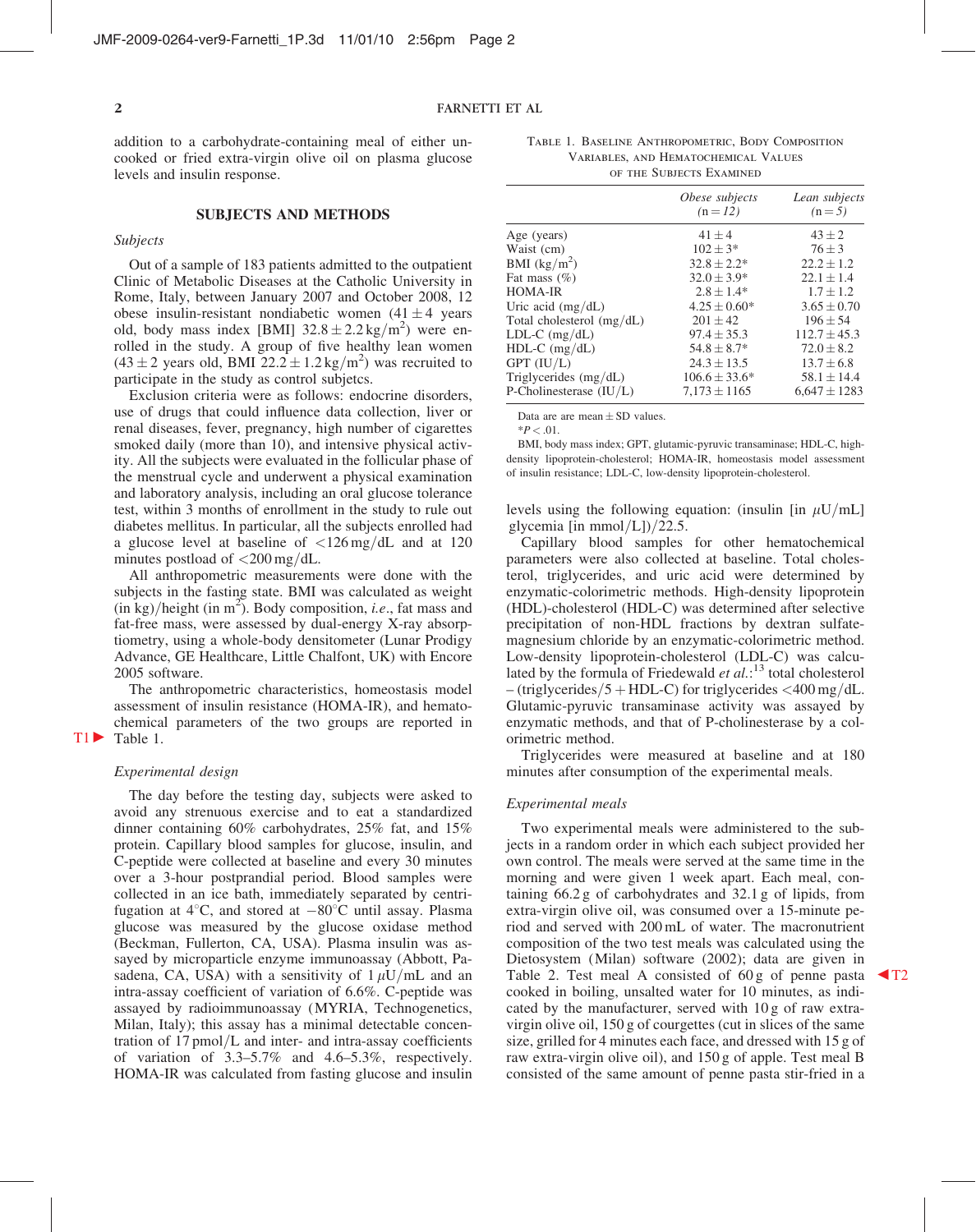addition to a carbohydrate-containing meal of either uncooked or fried extra-virgin olive oil on plasma glucose levels and insulin response.

## SUBJECTS AND METHODS

### Subjects

Out of a sample of 183 patients admitted to the outpatient Clinic of Metabolic Diseases at the Catholic University in Rome, Italy, between January 2007 and October 2008, 12 obese insulin-resistant nondiabetic women ($41 \pm 4$ years old, body mass index [BMI] $32.8 \pm 2.2\,kg/m^2$) were enrolled in the study. A group of five healthy lean women ($43 \pm 2$ years old, BMI $22.2 \pm 1.2\,kg/m^2$) was recruited to participate in the study as control subjetcs.

Exclusion criteria were as follows: endocrine disorders, use of drugs that could influence data collection, liver or renal diseases, fever, pregnancy, high number of cigarettes smoked daily (more than 10), and intensive physical activity. All the subjects were evaluated in the follicular phase of the menstrual cycle and underwent a physical examination and laboratory analysis, including an oral glucose tolerance test, within 3 months of enrollment in the study to rule out diabetes mellitus. In particular, all the subjects enrolled had a glucose level at baseline of $<126\,mg/dL$ and at 120 minutes postload of $<200\,mg/dL$.

All anthropometric measurements were done with the subjects in the fasting state. BMI was calculated as weight (in kg)/height (in $m^2$). Body composition, *i.e.*, fat mass and fat-free mass, were assessed by dual-energy X-ray absorptiometry, using a whole-body densitometer (Lunar Prodigy Advance, GE Healthcare, Little Chalfont, UK) with Encore 2005 software.

The anthropometric characteristics, homeostasis model assessment of insulin resistance (HOMA-IR), and hematochemical parameters of the two groups are reported in Table 1.

Table 1. Baseline Anthropometric, Body Composition Variables, and Hematochemical Values of the Subjects Examined

| | *Obese subjects (n = 12)* | *Lean subjects (n = 5)* |
|---|---|---|
| Age (years) | $41 \pm 4$ | $43 \pm 2$ |
| Waist (cm) | $102 \pm 3$* | $76 \pm 3$ |
| BMI ($kg/m^2$) | $32.8 \pm 2.2$* | $22.2 \pm 1.2$ |
| Fat mass (%) | $32.0 \pm 3.9$* | $22.1 \pm 1.4$ |
| HOMA-IR | $2.8 \pm 1.4$* | $1.7 \pm 1.2$ |
| Uric acid (mg/dL) | $4.25 \pm 0.60$* | $3.65 \pm 0.70$ |
| Total cholesterol (mg/dL) | $201 \pm 42$ | $196 \pm 54$ |
| LDL-C (mg/dL) | $97.4 \pm 35.3$ | $112.7 \pm 45.3$ |
| HDL-C (mg/dL) | $54.8 \pm 8.7$* | $72.0 \pm 8.2$ |
| GPT (IU/L) | $24.3 \pm 13.5$ | $13.7 \pm 6.8$ |
| Triglycerides (mg/dL) | $106.6 \pm 33.6$* | $58.1 \pm 14.4$ |
| P-Cholinesterase (IU/L) | $7{,}173 \pm 1165$ | $6{,}647 \pm 1283$ |

Data are are mean ± SD values.

*$P < .01$.

BMI, body mass index; GPT, glutamic-pyruvic transaminase; HDL-C, high-density lipoprotein-cholesterol; HOMA-IR, homeostasis model assessment of insulin resistance; LDL-C, low-density lipoprotein-cholesterol.

### Experimental design

The day before the testing day, subjects were asked to avoid any strenuous exercise and to eat a standardized dinner containing 60% carbohydrates, 25% fat, and 15% protein. Capillary blood samples for glucose, insulin, and C-peptide were collected at baseline and every 30 minutes over a 3-hour postprandial period. Blood samples were collected in an ice bath, immediately separated by centrifugation at 4°C, and stored at −80°C until assay. Plasma glucose was measured by the glucose oxidase method (Beckman, Fullerton, CA, USA). Plasma insulin was assayed by microparticle enzyme immunoassay (Abbott, Pasadena, CA, USA) with a sensitivity of $1\,\mu U/mL$ and an intra-assay coefficient of variation of 6.6%. C-peptide was assayed by radioimmunoassay (MYRIA, Technogenetics, Milan, Italy); this assay has a minimal detectable concentration of 17 pmol/L and inter- and intra-assay coefficients of variation of 3.3–5.7% and 4.6–5.3%, respectively. HOMA-IR was calculated from fasting glucose and insulin levels using the following equation: (insulin [in $\mu U/mL$] glycemia [in mmol/L])/22.5.

Capillary blood samples for other hematochemical parameters were also collected at baseline. Total cholesterol, triglycerides, and uric acid were determined by enzymatic-colorimetric methods. High-density lipoprotein (HDL)-cholesterol (HDL-C) was determined after selective precipitation of non-HDL fractions by dextran sulfate-magnesium chloride by an enzymatic-colorimetric method. Low-density lipoprotein-cholesterol (LDL-C) was calculated by the formula of Friedewald *et al.*:[13] total cholesterol – (triglycerides/5 + HDL-C) for triglycerides $<400\,mg/dL$. Glutamic-pyruvic transaminase activity was assayed by enzymatic methods, and that of P-cholinesterase by a colorimetric method.

Triglycerides were measured at baseline and at 180 minutes after consumption of the experimental meals.

### Experimental meals

Two experimental meals were administered to the subjects in a random order in which each subject provided her own control. The meals were served at the same time in the morning and were given 1 week apart. Each meal, containing 66.2 g of carbohydrates and 32.1 g of lipids, from extra-virgin olive oil, was consumed over a 15-minute period and served with 200 mL of water. The macronutrient composition of the two test meals was calculated using the Dietosystem (Milan) software (2002); data are given in Table 2. Test meal A consisted of 60 g of penne pasta cooked in boiling, unsalted water for 10 minutes, as indicated by the manufacturer, served with 10 g of raw extra-virgin olive oil, 150 g of courgettes (cut in slices of the same size, grilled for 4 minutes each face, and dressed with 15 g of raw extra-virgin olive oil), and 150 g of apple. Test meal B consisted of the same amount of penne pasta stir-fried in a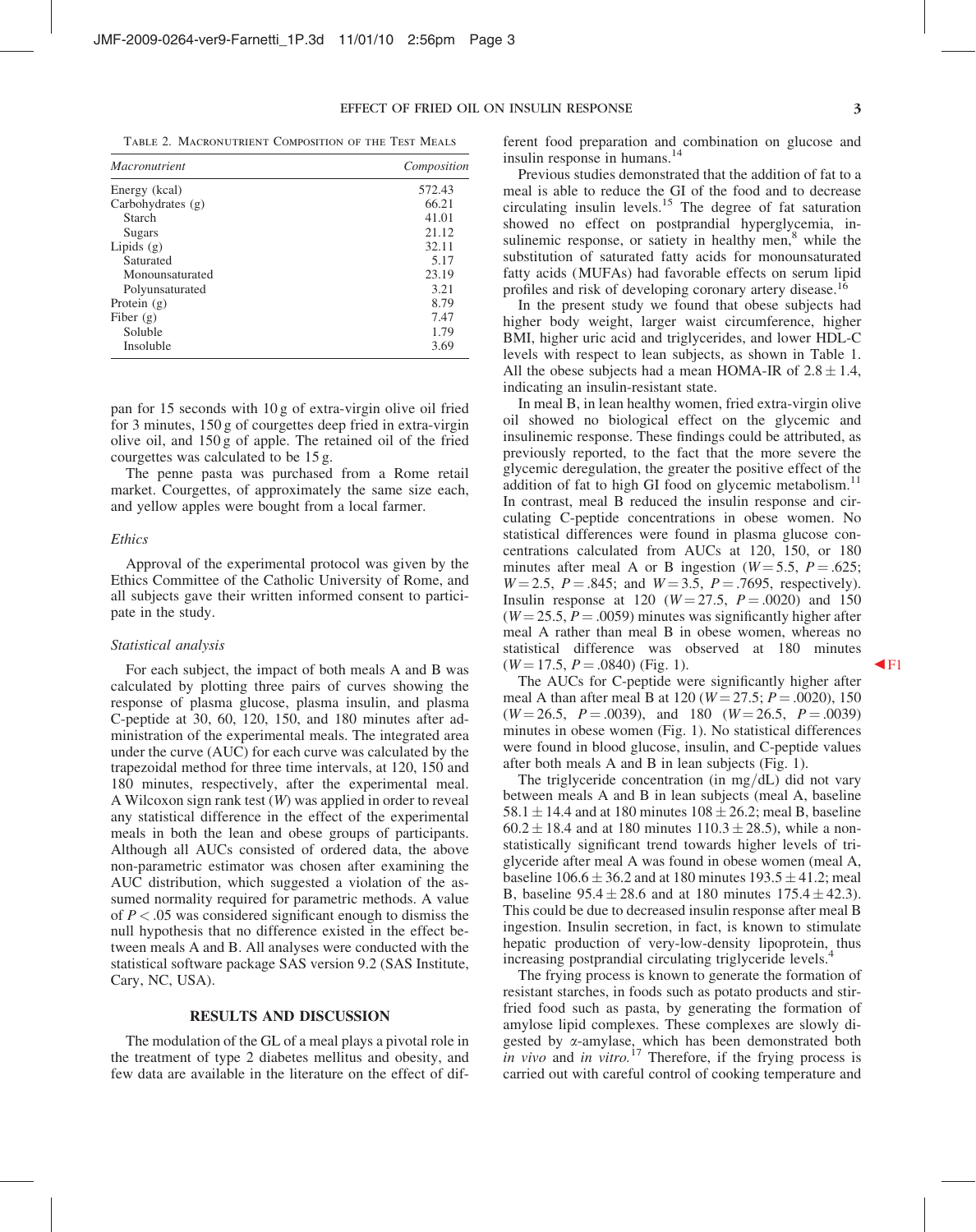Table 2. Macronutrient Composition of the Test Meals

| Macronutrient | Composition |
|---|---|
| Energy (kcal) | 572.43 |
| Carbohydrates (g) | 66.21 |
| Starch | 41.01 |
| Sugars | 21.12 |
| Lipids (g) | 32.11 |
| Saturated | 5.17 |
| Monounsaturated | 23.19 |
| Polyunsaturated | 3.21 |
| Protein (g) | 8.79 |
| Fiber (g) | 7.47 |
| Soluble | 1.79 |
| Insoluble | 3.69 |

pan for 15 seconds with 10 g of extra-virgin olive oil fried for 3 minutes, 150 g of courgettes deep fried in extra-virgin olive oil, and 150 g of apple. The retained oil of the fried courgettes was calculated to be 15 g.

The penne pasta was purchased from a Rome retail market. Courgettes, of approximately the same size each, and yellow apples were bought from a local farmer.

### *Ethics*

Approval of the experimental protocol was given by the Ethics Committee of the Catholic University of Rome, and all subjects gave their written informed consent to participate in the study.

### *Statistical analysis*

For each subject, the impact of both meals A and B was calculated by plotting three pairs of curves showing the response of plasma glucose, plasma insulin, and plasma C-peptide at 30, 60, 120, 150, and 180 minutes after administration of the experimental meals. The integrated area under the curve (AUC) for each curve was calculated by the trapezoidal method for three time intervals, at 120, 150 and 180 minutes, respectively, after the experimental meal. A Wilcoxon sign rank test ($W$) was applied in order to reveal any statistical difference in the effect of the experimental meals in both the lean and obese groups of participants. Although all AUCs consisted of ordered data, the above non-parametric estimator was chosen after examining the AUC distribution, which suggested a violation of the assumed normality required for parametric methods. A value of $P < .05$ was considered significant enough to dismiss the null hypothesis that no difference existed in the effect between meals A and B. All analyses were conducted with the statistical software package SAS version 9.2 (SAS Institute, Cary, NC, USA).

## RESULTS AND DISCUSSION

The modulation of the GL of a meal plays a pivotal role in the treatment of type 2 diabetes mellitus and obesity, and few data are available in the literature on the effect of different food preparation and combination on glucose and insulin response in humans.[14]

Previous studies demonstrated that the addition of fat to a meal is able to reduce the GI of the food and to decrease circulating insulin levels.[15] The degree of fat saturation showed no effect on postprandial hyperglycemia, insulinemic response, or satiety in healthy men,[8] while the substitution of saturated fatty acids for monounsaturated fatty acids (MUFAs) had favorable effects on serum lipid profiles and risk of developing coronary artery disease.[16]

In the present study we found that obese subjects had higher body weight, larger waist circumference, higher BMI, higher uric acid and triglycerides, and lower HDL-C levels with respect to lean subjects, as shown in Table 1. All the obese subjects had a mean HOMA-IR of $2.8 \pm 1.4$, indicating an insulin-resistant state.

In meal B, in lean healthy women, fried extra-virgin olive oil showed no biological effect on the glycemic and insulinemic response. These findings could be attributed, as previously reported, to the fact that the more severe the glycemic deregulation, the greater the positive effect of the addition of fat to high GI food on glycemic metabolism.[11] In contrast, meal B reduced the insulin response and circulating C-peptide concentrations in obese women. No statistical differences were found in plasma glucose concentrations calculated from AUCs at 120, 150, or 180 minutes after meal A or B ingestion ($W = 5.5$, $P = .625$; $W = 2.5$, $P = .845$; and $W = 3.5$, $P = .7695$, respectively). Insulin response at 120 ($W = 27.5$, $P = .0020$) and 150 ($W = 25.5$, $P = .0059$) minutes was significantly higher after meal A rather than meal B in obese women, whereas no statistical difference was observed at 180 minutes ($W = 17.5$, $P = .0840$) (Fig. 1).

The AUCs for C-peptide were significantly higher after meal A than after meal B at 120 ($W = 27.5$; $P = .0020$), 150 ($W = 26.5$, $P = .0039$), and 180 ($W = 26.5$, $P = .0039$) minutes in obese women (Fig. 1). No statistical differences were found in blood glucose, insulin, and C-peptide values after both meals A and B in lean subjects (Fig. 1).

The triglyceride concentration (in mg/dL) did not vary between meals A and B in lean subjects (meal A, baseline $58.1 \pm 14.4$ and at 180 minutes $108 \pm 26.2$; meal B, baseline $60.2 \pm 18.4$ and at 180 minutes $110.3 \pm 28.5$), while a non-statistically significant trend towards higher levels of triglyceride after meal A was found in obese women (meal A, baseline $106.6 \pm 36.2$ and at 180 minutes $193.5 \pm 41.2$; meal B, baseline $95.4 \pm 28.6$ and at 180 minutes $175.4 \pm 42.3$). This could be due to decreased insulin response after meal B ingestion. Insulin secretion, in fact, is known to stimulate hepatic production of very-low-density lipoprotein, thus increasing postprandial circulating triglyceride levels.[4]

The frying process is known to generate the formation of resistant starches, in foods such as potato products and stir-fried food such as pasta, by generating the formation of amylose lipid complexes. These complexes are slowly digested by $\alpha$-amylase, which has been demonstrated both *in vivo* and *in vitro*.[17] Therefore, if the frying process is carried out with careful control of cooking temperature and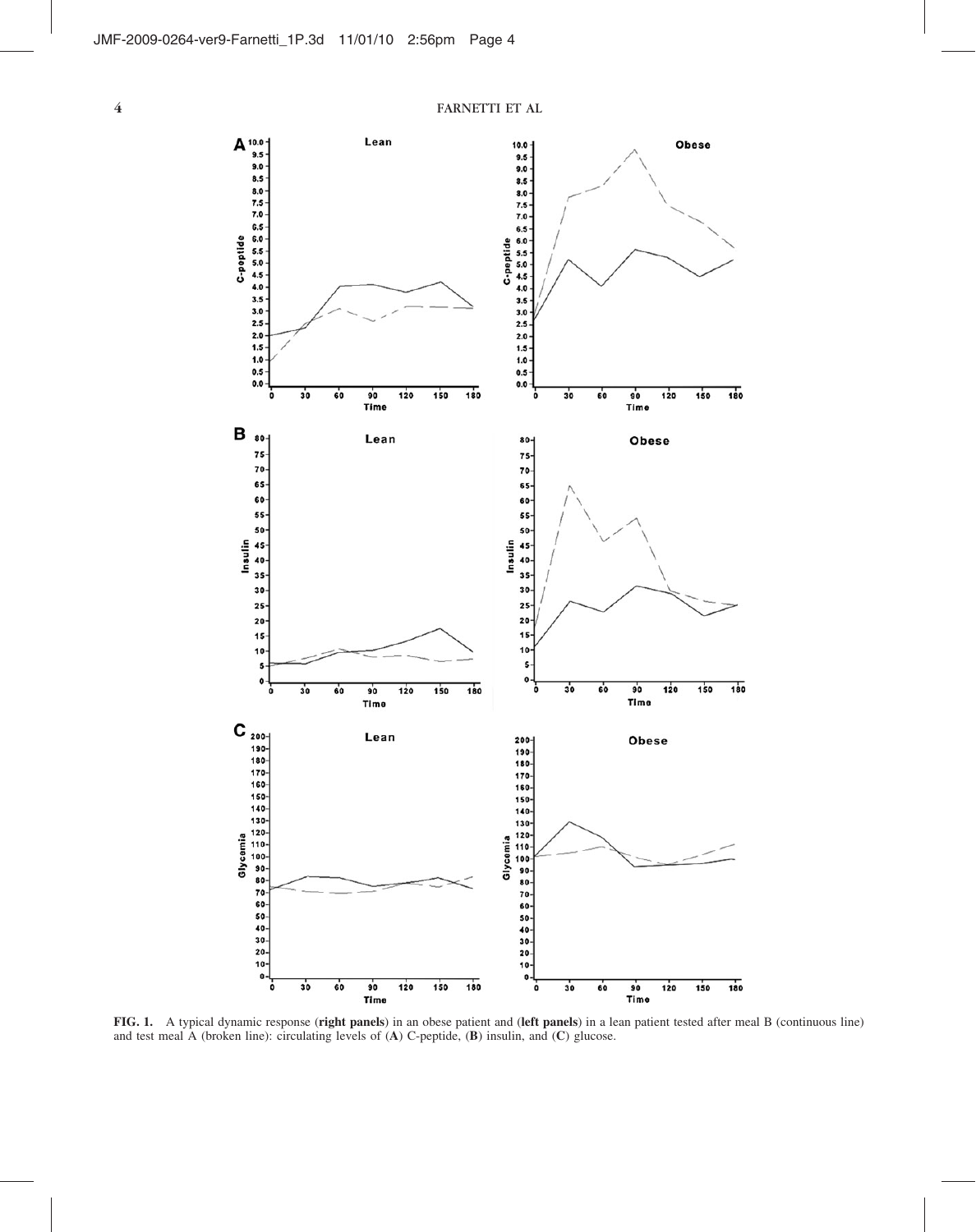**FIG. 1.** A typical dynamic response (**right panels**) in an obese patient and (**left panels**) in a lean patient tested after meal B (continuous line) and test meal A (broken line): circulating levels of (**A**) C-peptide, (**B**) insulin, and (**C**) glucose.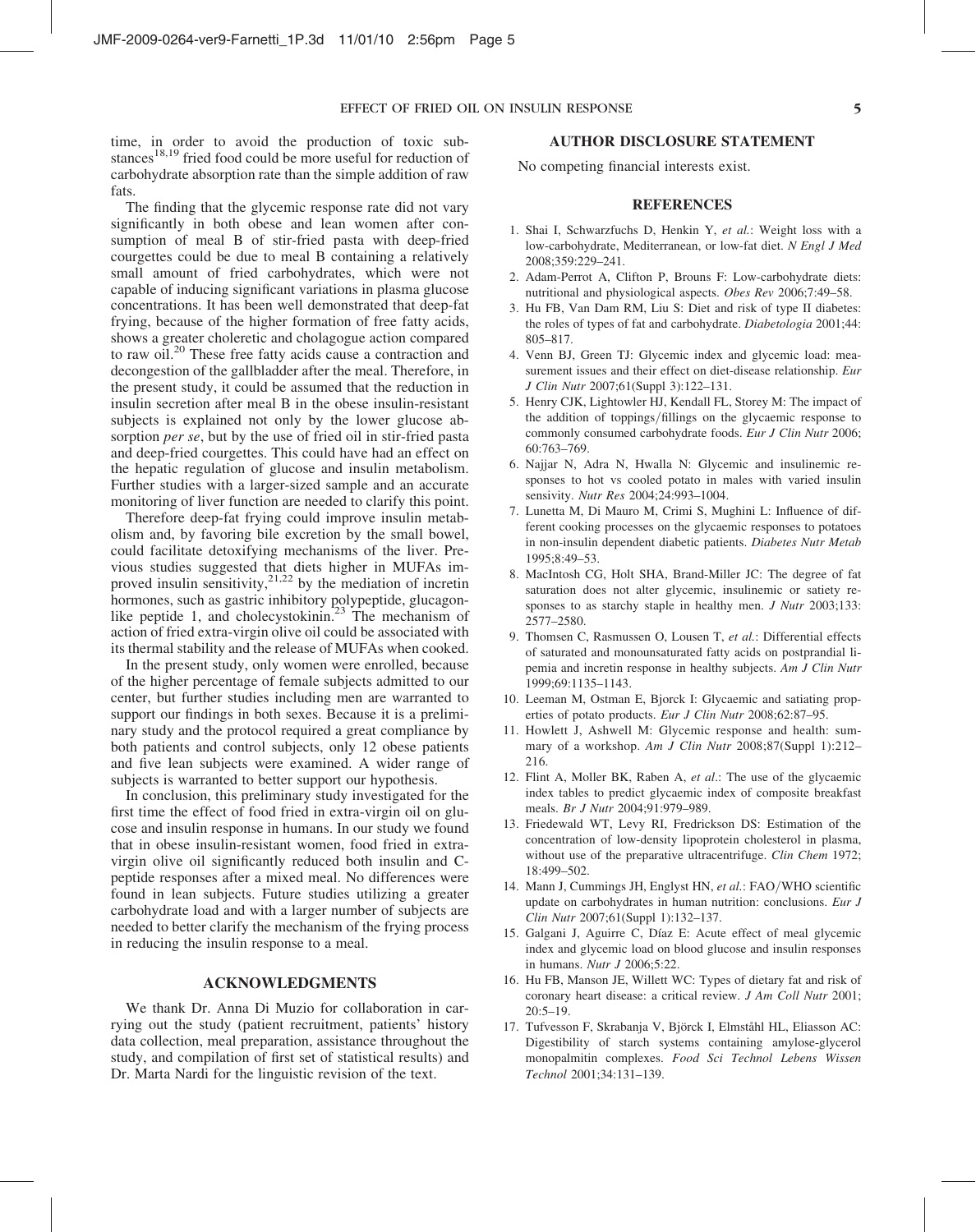time, in order to avoid the production of toxic substances[18,19] fried food could be more useful for reduction of carbohydrate absorption rate than the simple addition of raw fats.

The finding that the glycemic response rate did not vary significantly in both obese and lean women after consumption of meal B of stir-fried pasta with deep-fried courgettes could be due to meal B containing a relatively small amount of fried carbohydrates, which were not capable of inducing significant variations in plasma glucose concentrations. It has been well demonstrated that deep-fat frying, because of the higher formation of free fatty acids, shows a greater choleretic and cholagogue action compared to raw oil.[20] These free fatty acids cause a contraction and decongestion of the gallbladder after the meal. Therefore, in the present study, it could be assumed that the reduction in insulin secretion after meal B in the obese insulin-resistant subjects is explained not only by the lower glucose absorption *per se*, but by the use of fried oil in stir-fried pasta and deep-fried courgettes. This could have had an effect on the hepatic regulation of glucose and insulin metabolism. Further studies with a larger-sized sample and an accurate monitoring of liver function are needed to clarify this point.

Therefore deep-fat frying could improve insulin metabolism and, by favoring bile excretion by the small bowel, could facilitate detoxifying mechanisms of the liver. Previous studies suggested that diets higher in MUFAs improved insulin sensitivity,[21,22] by the mediation of incretin hormones, such as gastric inhibitory polypeptide, glucagon-like peptide 1, and cholecystokinin.[23] The mechanism of action of fried extra-virgin olive oil could be associated with its thermal stability and the release of MUFAs when cooked.

In the present study, only women were enrolled, because of the higher percentage of female subjects admitted to our center, but further studies including men are warranted to support our findings in both sexes. Because it is a preliminary study and the protocol required a great compliance by both patients and control subjects, only 12 obese patients and five lean subjects were examined. A wider range of subjects is warranted to better support our hypothesis.

In conclusion, this preliminary study investigated for the first time the effect of food fried in extra-virgin oil on glucose and insulin response in humans. In our study we found that in obese insulin-resistant women, food fried in extra-virgin olive oil significantly reduced both insulin and C-peptide responses after a mixed meal. No differences were found in lean subjects. Future studies utilizing a greater carbohydrate load and with a larger number of subjects are needed to better clarify the mechanism of the frying process in reducing the insulin response to a meal.

## ACKNOWLEDGMENTS

We thank Dr. Anna Di Muzio for collaboration in carrying out the study (patient recruitment, patients' history data collection, meal preparation, assistance throughout the study, and compilation of first set of statistical results) and Dr. Marta Nardi for the linguistic revision of the text.

## AUTHOR DISCLOSURE STATEMENT

No competing financial interests exist.

## REFERENCES

1. Shai I, Schwarzfuchs D, Henkin Y, *et al.*: Weight loss with a low-carbohydrate, Mediterranean, or low-fat diet. *N Engl J Med* 2008;359:229–241.
2. Adam-Perrot A, Clifton P, Brouns F: Low-carbohydrate diets: nutritional and physiological aspects. *Obes Rev* 2006;7:49–58.
3. Hu FB, Van Dam RM, Liu S: Diet and risk of type II diabetes: the roles of types of fat and carbohydrate. *Diabetologia* 2001;44: 805–817.
4. Venn BJ, Green TJ: Glycemic index and glycemic load: measurement issues and their effect on diet-disease relationship. *Eur J Clin Nutr* 2007;61(Suppl 3):122–131.
5. Henry CJK, Lightowler HJ, Kendall FL, Storey M: The impact of the addition of toppings/fillings on the glycaemic response to commonly consumed carbohydrate foods. *Eur J Clin Nutr* 2006; 60:763–769.
6. Najjar N, Adra N, Hwalla N: Glycemic and insulinemic responses to hot vs cooled potato in males with varied insulin sensivity. *Nutr Res* 2004;24:993–1004.
7. Lunetta M, Di Mauro M, Crimi S, Mughini L: Influence of different cooking processes on the glycaemic responses to potatoes in non-insulin dependent diabetic patients. *Diabetes Nutr Metab* 1995;8:49–53.
8. MacIntosh CG, Holt SHA, Brand-Miller JC: The degree of fat saturation does not alter glycemic, insulinemic or satiety responses to as starchy staple in healthy men. *J Nutr* 2003;133: 2577–2580.
9. Thomsen C, Rasmussen O, Lousen T, *et al.*: Differential effects of saturated and monounsaturated fatty acids on postprandial lipemia and incretin response in healthy subjects. *Am J Clin Nutr* 1999;69:1135–1143.
10. Leeman M, Ostman E, Bjorck I: Glycaemic and satiating properties of potato products. *Eur J Clin Nutr* 2008;62:87–95.
11. Howlett J, Ashwell M: Glycemic response and health: summary of a workshop. *Am J Clin Nutr* 2008;87(Suppl 1):212–216.
12. Flint A, Moller BK, Raben A, *et al*.: The use of the glycaemic index tables to predict glycaemic index of composite breakfast meals. *Br J Nutr* 2004;91:979–989.
13. Friedewald WT, Levy RI, Fredrickson DS: Estimation of the concentration of low-density lipoprotein cholesterol in plasma, without use of the preparative ultracentrifuge. *Clin Chem* 1972; 18:499–502.
14. Mann J, Cummings JH, Englyst HN, *et al.*: FAO/WHO scientific update on carbohydrates in human nutrition: conclusions. *Eur J Clin Nutr* 2007;61(Suppl 1):132–137.
15. Galgani J, Aguirre C, Díaz E: Acute effect of meal glycemic index and glycemic load on blood glucose and insulin responses in humans. *Nutr J* 2006;5:22.
16. Hu FB, Manson JE, Willett WC: Types of dietary fat and risk of coronary heart disease: a critical review. *J Am Coll Nutr* 2001; 20:5–19.
17. Tufvesson F, Skrabanja V, Björck I, Elmståhl HL, Eliasson AC: Digestibility of starch systems containing amylose-glycerol monopalmitin complexes. *Food Sci Technol Lebens Wissen Technol* 2001;34:131–139.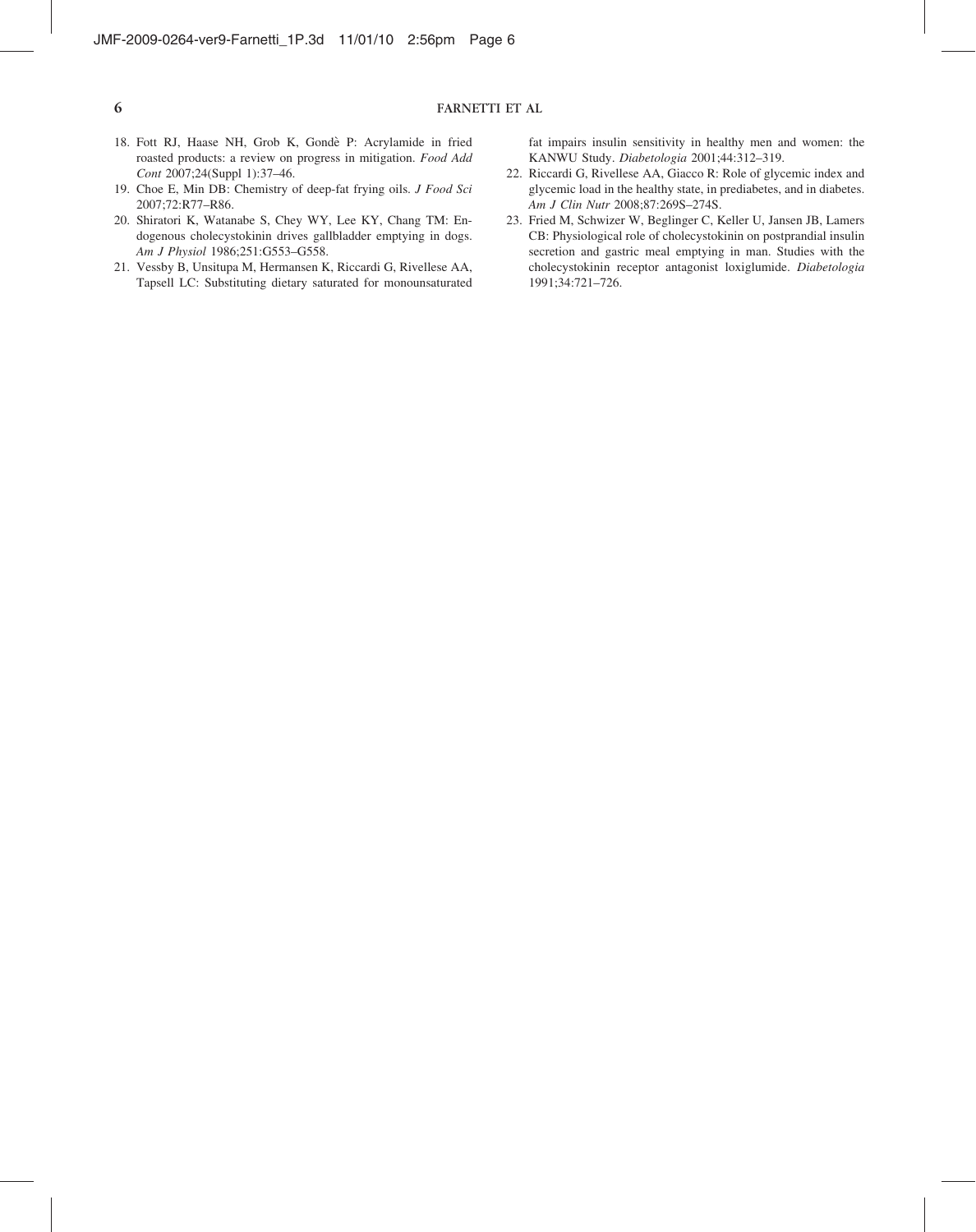18. Fott RJ, Haase NH, Grob K, Gondè P: Acrylamide in fried roasted products: a review on progress in mitigation. *Food Add Cont* 2007;24(Suppl 1):37–46.
19. Choe E, Min DB: Chemistry of deep-fat frying oils. *J Food Sci* 2007;72:R77–R86.
20. Shiratori K, Watanabe S, Chey WY, Lee KY, Chang TM: Endogenous cholecystokinin drives gallbladder emptying in dogs. *Am J Physiol* 1986;251:G553–G558.
21. Vessby B, Unsitupa M, Hermansen K, Riccardi G, Rivellese AA, Tapsell LC: Substituting dietary saturated for monounsaturated fat impairs insulin sensitivity in healthy men and women: the KANWU Study. *Diabetologia* 2001;44:312–319.
22. Riccardi G, Rivellese AA, Giacco R: Role of glycemic index and glycemic load in the healthy state, in prediabetes, and in diabetes. *Am J Clin Nutr* 2008;87:269S–274S.
23. Fried M, Schwizer W, Beglinger C, Keller U, Jansen JB, Lamers CB: Physiological role of cholecystokinin on postprandial insulin secretion and gastric meal emptying in man. Studies with the cholecystokinin receptor antagonist loxiglumide. *Diabetologia* 1991;34:721–726.